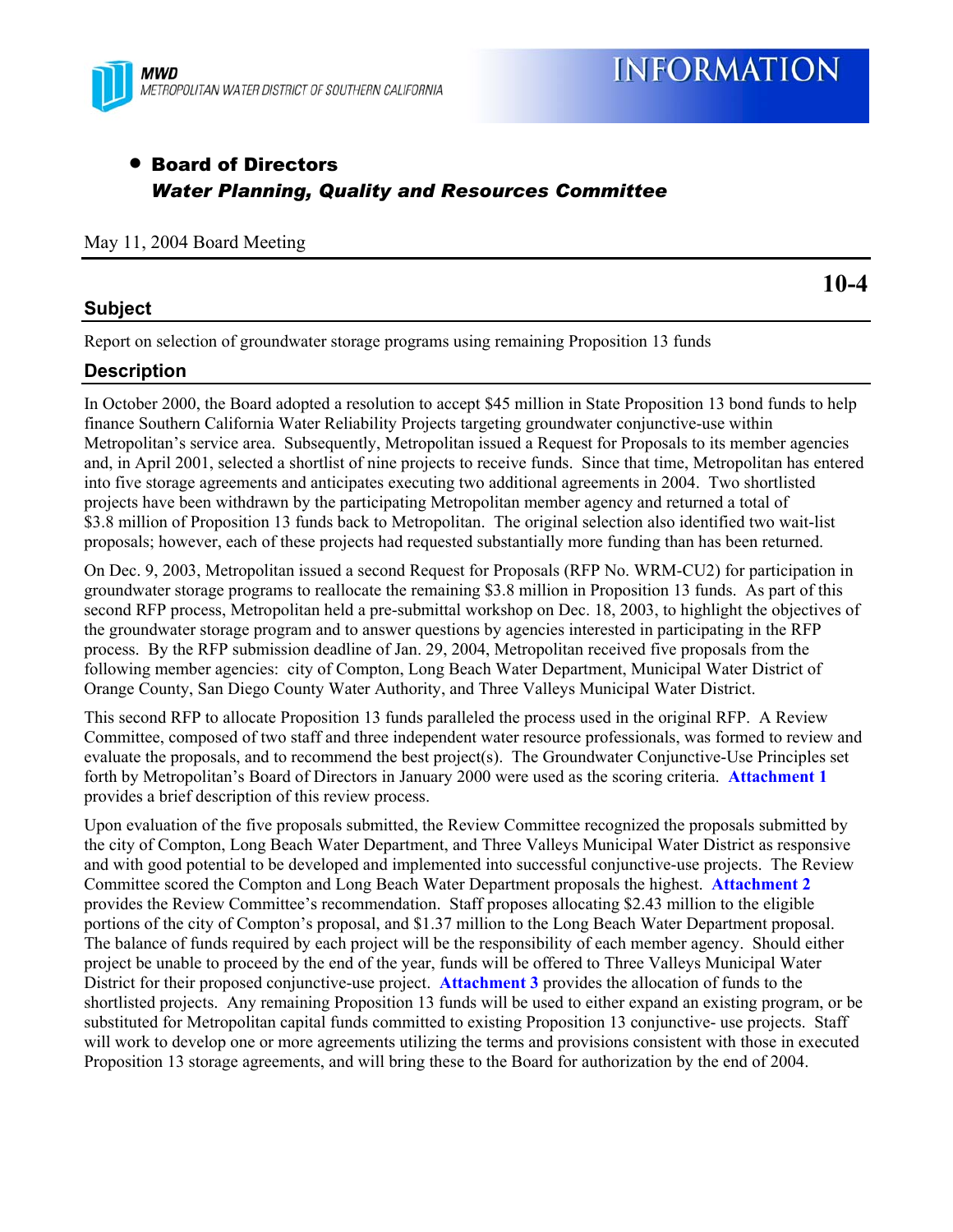MWD
METROPOLITAN WATER DISTRICT OF SOUTHERN CALIFORNIA

# INFORMATION

- **Board of Directors**
  ***Water Planning, Quality and Resources Committee***

May 11, 2004 Board Meeting

**10-4**

## Subject

Report on selection of groundwater storage programs using remaining Proposition 13 funds

## Description

In October 2000, the Board adopted a resolution to accept $45 million in State Proposition 13 bond funds to help finance Southern California Water Reliability Projects targeting groundwater conjunctive-use within Metropolitan's service area. Subsequently, Metropolitan issued a Request for Proposals to its member agencies and, in April 2001, selected a shortlist of nine projects to receive funds. Since that time, Metropolitan has entered into five storage agreements and anticipates executing two additional agreements in 2004. Two shortlisted projects have been withdrawn by the participating Metropolitan member agency and returned a total of $3.8 million of Proposition 13 funds back to Metropolitan. The original selection also identified two wait-list proposals; however, each of these projects had requested substantially more funding than has been returned.

On Dec. 9, 2003, Metropolitan issued a second Request for Proposals (RFP No. WRM-CU2) for participation in groundwater storage programs to reallocate the remaining $3.8 million in Proposition 13 funds. As part of this second RFP process, Metropolitan held a pre-submittal workshop on Dec. 18, 2003, to highlight the objectives of the groundwater storage program and to answer questions by agencies interested in participating in the RFP process. By the RFP submission deadline of Jan. 29, 2004, Metropolitan received five proposals from the following member agencies: city of Compton, Long Beach Water Department, Municipal Water District of Orange County, San Diego County Water Authority, and Three Valleys Municipal Water District.

This second RFP to allocate Proposition 13 funds paralleled the process used in the original RFP. A Review Committee, composed of two staff and three independent water resource professionals, was formed to review and evaluate the proposals, and to recommend the best project(s). The Groundwater Conjunctive-Use Principles set forth by Metropolitan's Board of Directors in January 2000 were used as the scoring criteria. **Attachment 1** provides a brief description of this review process.

Upon evaluation of the five proposals submitted, the Review Committee recognized the proposals submitted by the city of Compton, Long Beach Water Department, and Three Valleys Municipal Water District as responsive and with good potential to be developed and implemented into successful conjunctive-use projects. The Review Committee scored the Compton and Long Beach Water Department proposals the highest. **Attachment 2** provides the Review Committee's recommendation. Staff proposes allocating $2.43 million to the eligible portions of the city of Compton's proposal, and $1.37 million to the Long Beach Water Department proposal. The balance of funds required by each project will be the responsibility of each member agency. Should either project be unable to proceed by the end of the year, funds will be offered to Three Valleys Municipal Water District for their proposed conjunctive-use project. **Attachment 3** provides the allocation of funds to the shortlisted projects. Any remaining Proposition 13 funds will be used to either expand an existing program, or be substituted for Metropolitan capital funds committed to existing Proposition 13 conjunctive- use projects. Staff will work to develop one or more agreements utilizing the terms and provisions consistent with those in executed Proposition 13 storage agreements, and will bring these to the Board for authorization by the end of 2004.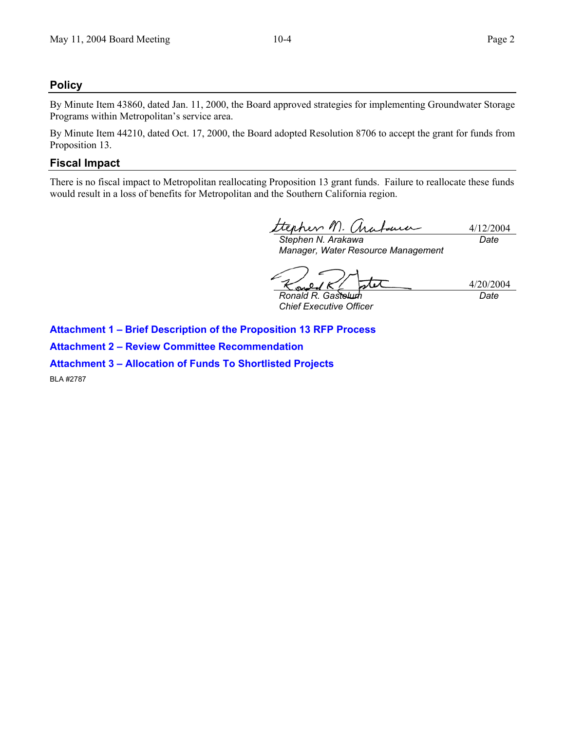## Policy

By Minute Item 43860, dated Jan. 11, 2000, the Board approved strategies for implementing Groundwater Storage Programs within Metropolitan's service area.

By Minute Item 44210, dated Oct. 17, 2000, the Board adopted Resolution 8706 to accept the grant for funds from Proposition 13.

## Fiscal Impact

There is no fiscal impact to Metropolitan reallocating Proposition 13 grant funds. Failure to reallocate these funds would result in a loss of benefits for Metropolitan and the Southern California region.

| | |
|---|---|
| *Stephen N. Arakawa* | 4/12/2004 |
| *Manager, Water Resource Management* | *Date* |

| | |
|---|---|
| *Ronald R. Gastelum* | 4/20/2004 |
| *Chief Executive Officer* | *Date* |

**Attachment 1 – Brief Description of the Proposition 13 RFP Process**

**Attachment 2 – Review Committee Recommendation**

**Attachment 3 – Allocation of Funds To Shortlisted Projects**

BLA #2787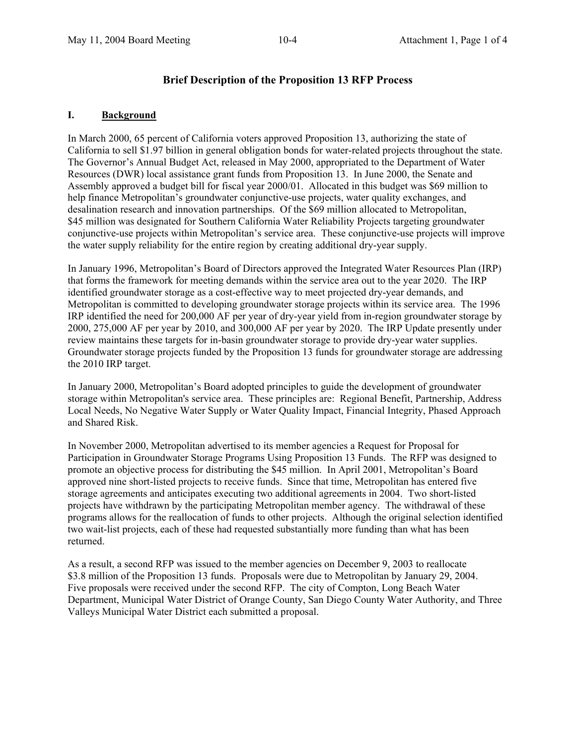# Brief Description of the Proposition 13 RFP Process

## I. Background

In March 2000, 65 percent of California voters approved Proposition 13, authorizing the state of California to sell $1.97 billion in general obligation bonds for water-related projects throughout the state. The Governor's Annual Budget Act, released in May 2000, appropriated to the Department of Water Resources (DWR) local assistance grant funds from Proposition 13. In June 2000, the Senate and Assembly approved a budget bill for fiscal year 2000/01. Allocated in this budget was $69 million to help finance Metropolitan's groundwater conjunctive-use projects, water quality exchanges, and desalination research and innovation partnerships. Of the $69 million allocated to Metropolitan, $45 million was designated for Southern California Water Reliability Projects targeting groundwater conjunctive-use projects within Metropolitan's service area. These conjunctive-use projects will improve the water supply reliability for the entire region by creating additional dry-year supply.

In January 1996, Metropolitan's Board of Directors approved the Integrated Water Resources Plan (IRP) that forms the framework for meeting demands within the service area out to the year 2020. The IRP identified groundwater storage as a cost-effective way to meet projected dry-year demands, and Metropolitan is committed to developing groundwater storage projects within its service area. The 1996 IRP identified the need for 200,000 AF per year of dry-year yield from in-region groundwater storage by 2000, 275,000 AF per year by 2010, and 300,000 AF per year by 2020. The IRP Update presently under review maintains these targets for in-basin groundwater storage to provide dry-year water supplies. Groundwater storage projects funded by the Proposition 13 funds for groundwater storage are addressing the 2010 IRP target.

In January 2000, Metropolitan's Board adopted principles to guide the development of groundwater storage within Metropolitan's service area. These principles are: Regional Benefit, Partnership, Address Local Needs, No Negative Water Supply or Water Quality Impact, Financial Integrity, Phased Approach and Shared Risk.

In November 2000, Metropolitan advertised to its member agencies a Request for Proposal for Participation in Groundwater Storage Programs Using Proposition 13 Funds. The RFP was designed to promote an objective process for distributing the $45 million. In April 2001, Metropolitan's Board approved nine short-listed projects to receive funds. Since that time, Metropolitan has entered five storage agreements and anticipates executing two additional agreements in 2004. Two short-listed projects have withdrawn by the participating Metropolitan member agency. The withdrawal of these programs allows for the reallocation of funds to other projects. Although the original selection identified two wait-list projects, each of these had requested substantially more funding than what has been returned.

As a result, a second RFP was issued to the member agencies on December 9, 2003 to reallocate $3.8 million of the Proposition 13 funds. Proposals were due to Metropolitan by January 29, 2004. Five proposals were received under the second RFP. The city of Compton, Long Beach Water Department, Municipal Water District of Orange County, San Diego County Water Authority, and Three Valleys Municipal Water District each submitted a proposal.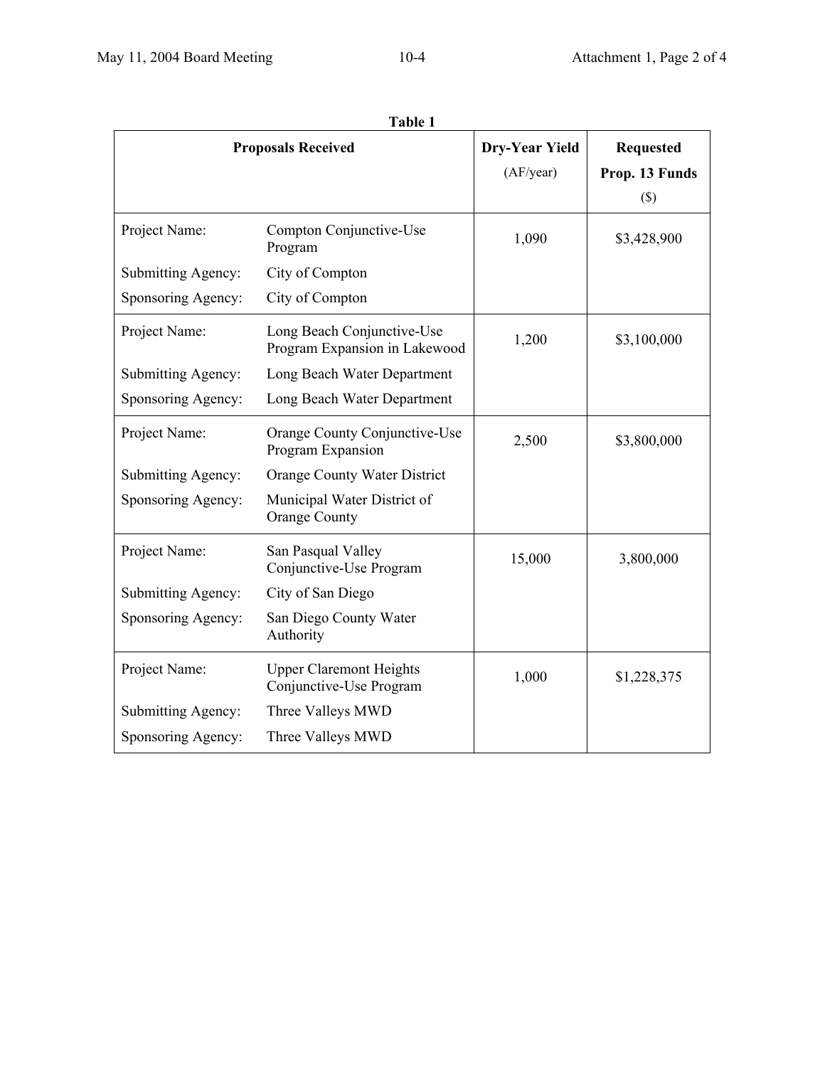**Table 1**

| Proposals Received | | Dry-Year Yield (AF/year) | Requested Prop. 13 Funds ($) |
|---|---|---|---|
| Project Name: | Compton Conjunctive-Use Program | 1,090 | $3,428,900 |
| Submitting Agency: | City of Compton | | |
| Sponsoring Agency: | City of Compton | | |
| Project Name: | Long Beach Conjunctive-Use Program Expansion in Lakewood | 1,200 | $3,100,000 |
| Submitting Agency: | Long Beach Water Department | | |
| Sponsoring Agency: | Long Beach Water Department | | |
| Project Name: | Orange County Conjunctive-Use Program Expansion | 2,500 | $3,800,000 |
| Submitting Agency: | Orange County Water District | | |
| Sponsoring Agency: | Municipal Water District of Orange County | | |
| Project Name: | San Pasqual Valley Conjunctive-Use Program | 15,000 | 3,800,000 |
| Submitting Agency: | City of San Diego | | |
| Sponsoring Agency: | San Diego County Water Authority | | |
| Project Name: | Upper Claremont Heights Conjunctive-Use Program | 1,000 | $1,228,375 |
| Submitting Agency: | Three Valleys MWD | | |
| Sponsoring Agency: | Three Valleys MWD | | |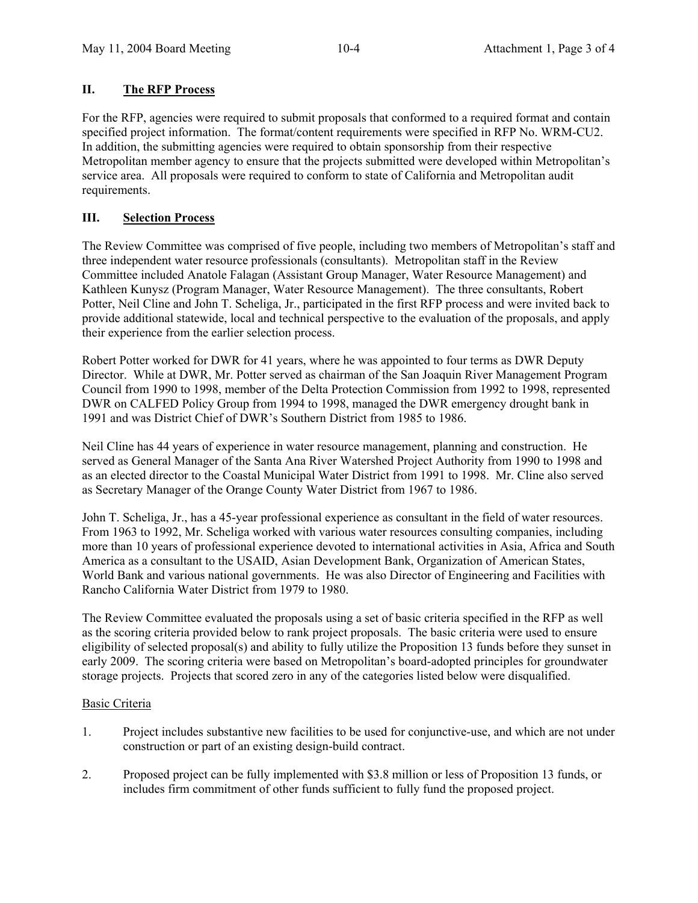## II. The RFP Process

For the RFP, agencies were required to submit proposals that conformed to a required format and contain specified project information. The format/content requirements were specified in RFP No. WRM-CU2. In addition, the submitting agencies were required to obtain sponsorship from their respective Metropolitan member agency to ensure that the projects submitted were developed within Metropolitan's service area. All proposals were required to conform to state of California and Metropolitan audit requirements.

## III. Selection Process

The Review Committee was comprised of five people, including two members of Metropolitan's staff and three independent water resource professionals (consultants). Metropolitan staff in the Review Committee included Anatole Falagan (Assistant Group Manager, Water Resource Management) and Kathleen Kunysz (Program Manager, Water Resource Management). The three consultants, Robert Potter, Neil Cline and John T. Scheliga, Jr., participated in the first RFP process and were invited back to provide additional statewide, local and technical perspective to the evaluation of the proposals, and apply their experience from the earlier selection process.

Robert Potter worked for DWR for 41 years, where he was appointed to four terms as DWR Deputy Director. While at DWR, Mr. Potter served as chairman of the San Joaquin River Management Program Council from 1990 to 1998, member of the Delta Protection Commission from 1992 to 1998, represented DWR on CALFED Policy Group from 1994 to 1998, managed the DWR emergency drought bank in 1991 and was District Chief of DWR's Southern District from 1985 to 1986.

Neil Cline has 44 years of experience in water resource management, planning and construction. He served as General Manager of the Santa Ana River Watershed Project Authority from 1990 to 1998 and as an elected director to the Coastal Municipal Water District from 1991 to 1998. Mr. Cline also served as Secretary Manager of the Orange County Water District from 1967 to 1986.

John T. Scheliga, Jr., has a 45-year professional experience as consultant in the field of water resources. From 1963 to 1992, Mr. Scheliga worked with various water resources consulting companies, including more than 10 years of professional experience devoted to international activities in Asia, Africa and South America as a consultant to the USAID, Asian Development Bank, Organization of American States, World Bank and various national governments. He was also Director of Engineering and Facilities with Rancho California Water District from 1979 to 1980.

The Review Committee evaluated the proposals using a set of basic criteria specified in the RFP as well as the scoring criteria provided below to rank project proposals. The basic criteria were used to ensure eligibility of selected proposal(s) and ability to fully utilize the Proposition 13 funds before they sunset in early 2009. The scoring criteria were based on Metropolitan's board-adopted principles for groundwater storage projects. Projects that scored zero in any of the categories listed below were disqualified.

Basic Criteria

1. Project includes substantive new facilities to be used for conjunctive-use, and which are not under construction or part of an existing design-build contract.
2. Proposed project can be fully implemented with $3.8 million or less of Proposition 13 funds, or includes firm commitment of other funds sufficient to fully fund the proposed project.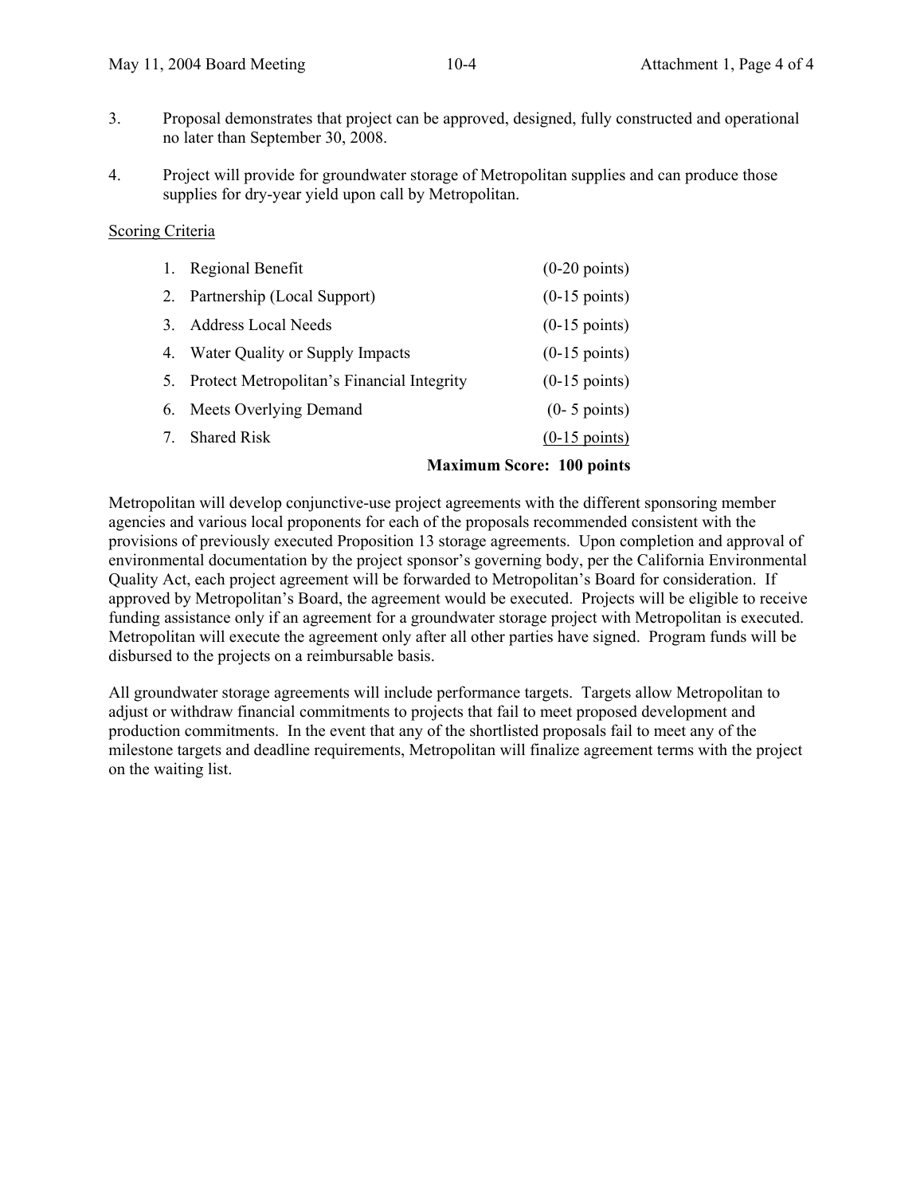3. Proposal demonstrates that project can be approved, designed, fully constructed and operational no later than September 30, 2008.

4. Project will provide for groundwater storage of Metropolitan supplies and can produce those supplies for dry-year yield upon call by Metropolitan.

Scoring Criteria

| | | |
|---|---|---|
| 1. | Regional Benefit | (0-20 points) |
| 2. | Partnership (Local Support) | (0-15 points) |
| 3. | Address Local Needs | (0-15 points) |
| 4. | Water Quality or Supply Impacts | (0-15 points) |
| 5. | Protect Metropolitan's Financial Integrity | (0-15 points) |
| 6. | Meets Overlying Demand | (0- 5 points) |
| 7. | Shared Risk | (0-15 points) |
| | **Maximum Score:** | **100 points** |

Metropolitan will develop conjunctive-use project agreements with the different sponsoring member agencies and various local proponents for each of the proposals recommended consistent with the provisions of previously executed Proposition 13 storage agreements. Upon completion and approval of environmental documentation by the project sponsor's governing body, per the California Environmental Quality Act, each project agreement will be forwarded to Metropolitan's Board for consideration. If approved by Metropolitan's Board, the agreement would be executed. Projects will be eligible to receive funding assistance only if an agreement for a groundwater storage project with Metropolitan is executed. Metropolitan will execute the agreement only after all other parties have signed. Program funds will be disbursed to the projects on a reimbursable basis.

All groundwater storage agreements will include performance targets. Targets allow Metropolitan to adjust or withdraw financial commitments to projects that fail to meet proposed development and production commitments. In the event that any of the shortlisted proposals fail to meet any of the milestone targets and deadline requirements, Metropolitan will finalize agreement terms with the project on the waiting list.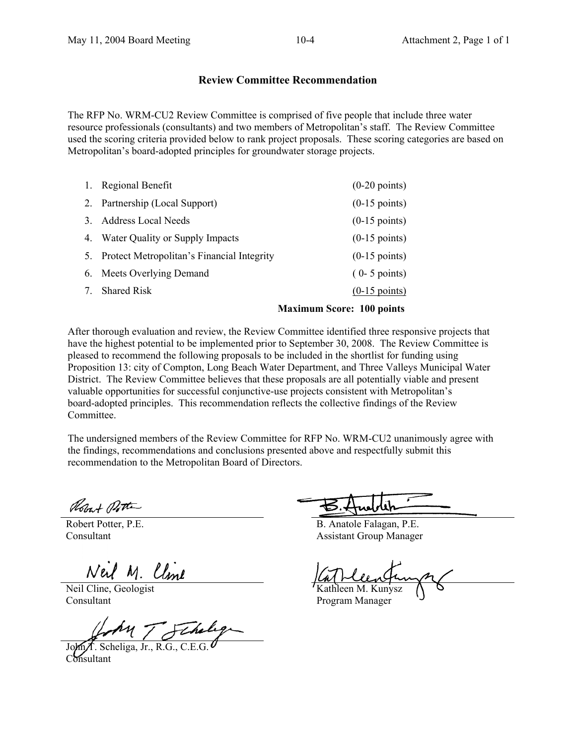## Review Committee Recommendation

The RFP No. WRM-CU2 Review Committee is comprised of five people that include three water resource professionals (consultants) and two members of Metropolitan's staff. The Review Committee used the scoring criteria provided below to rank project proposals. These scoring categories are based on Metropolitan's board-adopted principles for groundwater storage projects.

| | | |
|---|---|---|
| 1. | Regional Benefit | (0-20 points) |
| 2. | Partnership (Local Support) | (0-15 points) |
| 3. | Address Local Needs | (0-15 points) |
| 4. | Water Quality or Supply Impacts | (0-15 points) |
| 5. | Protect Metropolitan's Financial Integrity | (0-15 points) |
| 6. | Meets Overlying Demand | ( 0- 5 points) |
| 7. | Shared Risk | (0-15 points) |
| | **Maximum Score:** | **100 points** |

After thorough evaluation and review, the Review Committee identified three responsive projects that have the highest potential to be implemented prior to September 30, 2008. The Review Committee is pleased to recommend the following proposals to be included in the shortlist for funding using Proposition 13: city of Compton, Long Beach Water Department, and Three Valleys Municipal Water District. The Review Committee believes that these proposals are all potentially viable and present valuable opportunities for successful conjunctive-use projects consistent with Metropolitan's board-adopted principles. This recommendation reflects the collective findings of the Review Committee.

The undersigned members of the Review Committee for RFP No. WRM-CU2 unanimously agree with the findings, recommendations and conclusions presented above and respectfully submit this recommendation to the Metropolitan Board of Directors.

Robert Potter, P.E.
Consultant

Neil Cline, Geologist
Consultant

John T. Scheliga, Jr., R.G., C.E.G.
Consultant

B. Anatole Falagan, P.E.
Assistant Group Manager

Kathleen M. Kunysz
Program Manager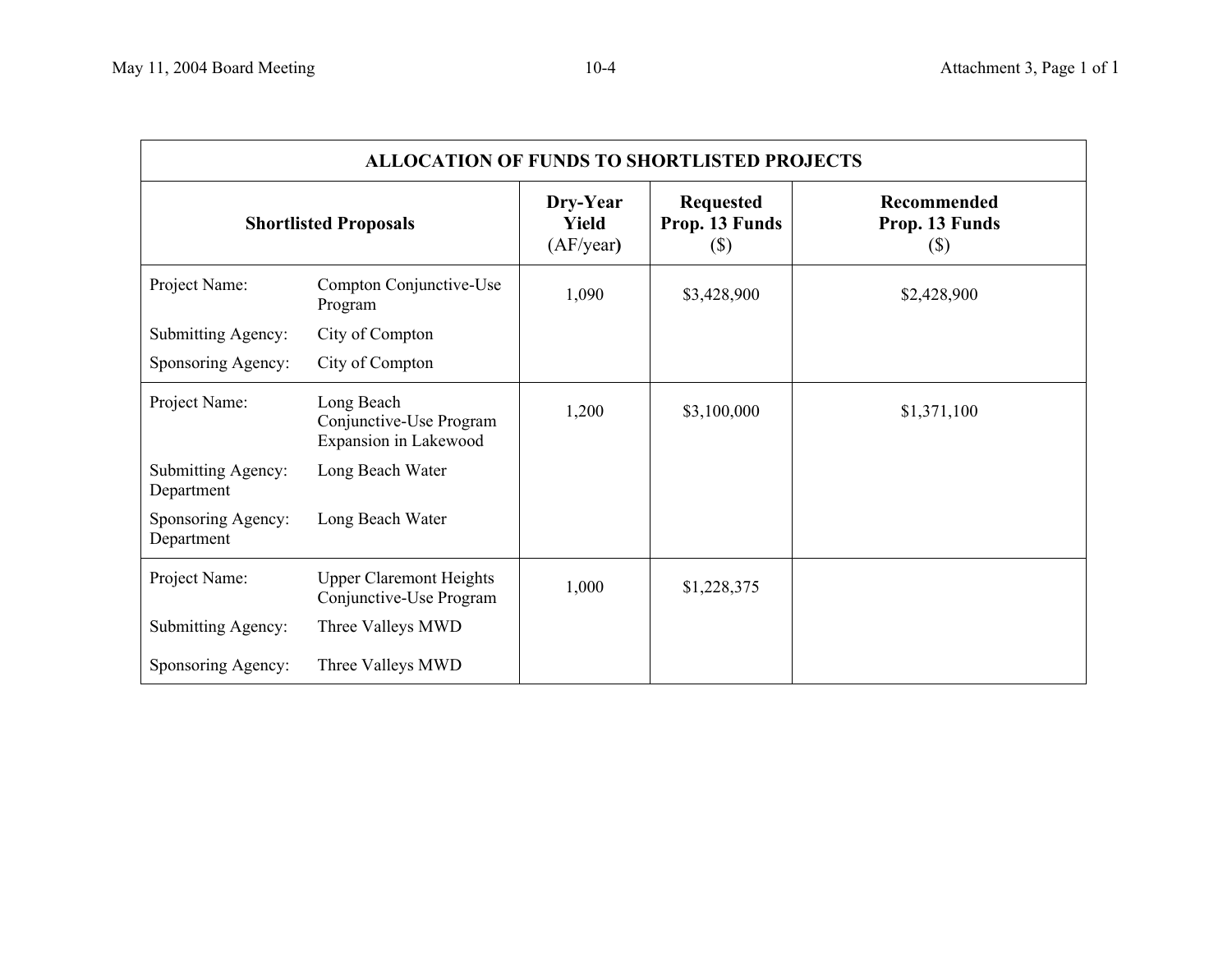| ALLOCATION OF FUNDS TO SHORTLISTED PROJECTS | | | | |
|---|---|---|---|---|
| **Shortlisted Proposals** | | **Dry-Year Yield** (AF/year) | **Requested Prop. 13 Funds** ($) | **Recommended Prop. 13 Funds** ($) |
| Project Name: | Compton Conjunctive-Use Program | 1,090 | $3,428,900 | $2,428,900 |
| Submitting Agency: | City of Compton | | | |
| Sponsoring Agency: | City of Compton | | | |
| Project Name: | Long Beach Conjunctive-Use Program Expansion in Lakewood | 1,200 | $3,100,000 | $1,371,100 |
| Submitting Agency: | Long Beach Water Department | | | |
| Sponsoring Agency: | Long Beach Water Department | | | |
| Project Name: | Upper Claremont Heights Conjunctive-Use Program | 1,000 | $1,228,375 | |
| Submitting Agency: | Three Valleys MWD | | | |
| Sponsoring Agency: | Three Valleys MWD | | | |